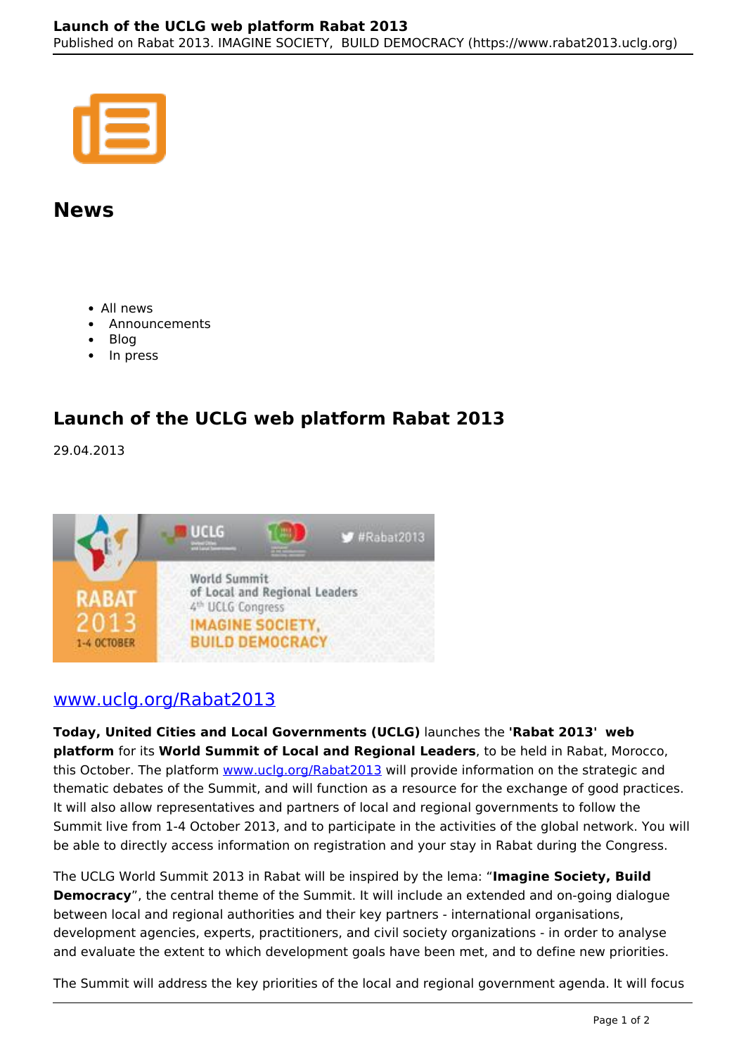# News

- All news
- Announcements
- Blog
- In press

## Launch of the UCLG web platform Rabat 2013

29.04.2013

### www.uclg.org/Rabat2013

**Today, United Cities and Local Governments (UCLG)** launches the **'Rabat 2013' web platform** for its **World Summit of Local and Regional Leaders**, to be held in Rabat, Morocco, this October. The platform www.uclg.org/Rabat2013 will provide information on the strategic and thematic debates of the Summit, and will function as a resource for the exchange of good practices. It will also allow representatives and partners of local and regional governments to follow the Summit live from 1-4 October 2013, and to participate in the activities of the global network. You will be able to directly access information on registration and your stay in Rabat during the Congress.

The UCLG World Summit 2013 in Rabat will be inspired by the lema: "**Imagine Society, Build Democracy**", the central theme of the Summit. It will include an extended and on-going dialogue between local and regional authorities and their key partners - international organisations, development agencies, experts, practitioners, and civil society organizations - in order to analyse and evaluate the extent to which development goals have been met, and to define new priorities.

The Summit will address the key priorities of the local and regional government agenda. It will focus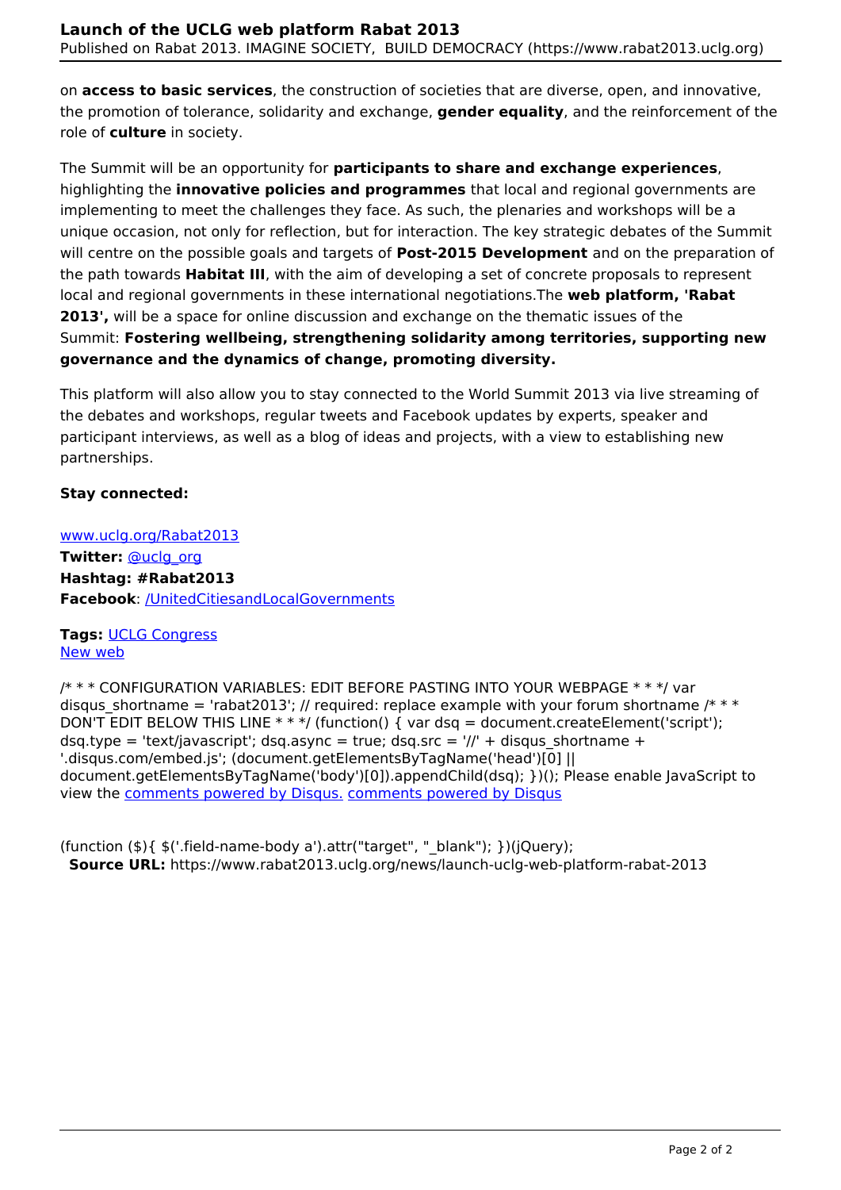on **access to basic services**, the construction of societies that are diverse, open, and innovative, the promotion of tolerance, solidarity and exchange, **gender equality**, and the reinforcement of the role of **culture** in society.

The Summit will be an opportunity for **participants to share and exchange experiences**, highlighting the **innovative policies and programmes** that local and regional governments are implementing to meet the challenges they face. As such, the plenaries and workshops will be a unique occasion, not only for reflection, but for interaction. The key strategic debates of the Summit will centre on the possible goals and targets of **Post-2015 Development** and on the preparation of the path towards **Habitat III**, with the aim of developing a set of concrete proposals to represent local and regional governments in these international negotiations.The **web platform, 'Rabat 2013',** will be a space for online discussion and exchange on the thematic issues of the Summit: **Fostering wellbeing, strengthening solidarity among territories, supporting new governance and the dynamics of change, promoting diversity.**

This platform will also allow you to stay connected to the World Summit 2013 via live streaming of the debates and workshops, regular tweets and Facebook updates by experts, speaker and participant interviews, as well as a blog of ideas and projects, with a view to establishing new partnerships.

**Stay connected:**

www.uclg.org/Rabat2013
**Twitter:** @uclg_org
**Hashtag: #Rabat2013**
**Facebook**: /UnitedCitiesandLocalGovernments

**Tags:** UCLG Congress
New web

/* * * CONFIGURATION VARIABLES: EDIT BEFORE PASTING INTO YOUR WEBPAGE * * */ var disqus_shortname = 'rabat2013'; // required: replace example with your forum shortname /* * * DON'T EDIT BELOW THIS LINE * * */ (function() { var dsq = document.createElement('script'); dsq.type = 'text/javascript'; dsq.async = true; dsq.src = '//' + disqus_shortname + '.disqus.com/embed.js'; (document.getElementsByTagName('head')[0] || document.getElementsByTagName('body')[0]).appendChild(dsq); })(); Please enable JavaScript to view the comments powered by Disqus. comments powered by Disqus

(function ($){ $('.field-name-body a').attr("target", "_blank"); })(jQuery);
**Source URL:** https://www.rabat2013.uclg.org/news/launch-uclg-web-platform-rabat-2013